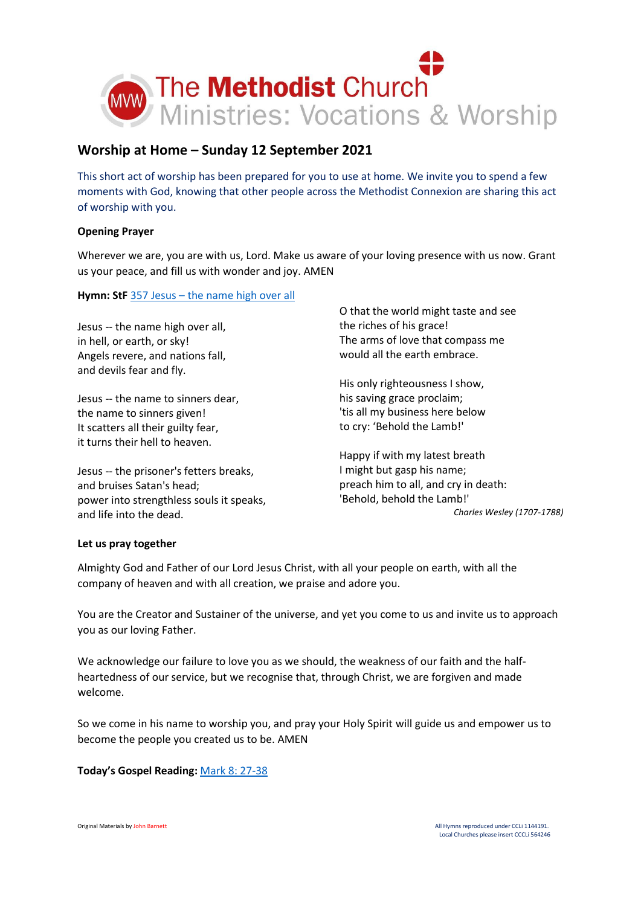The Methodist Church
Ministries: Vocations & Worship

## Worship at Home – Sunday 12 September 2021

This short act of worship has been prepared for you to use at home. We invite you to spend a few moments with God, knowing that other people across the Methodist Connexion are sharing this act of worship with you.

**Opening Prayer**

Wherever we are, you are with us, Lord. Make us aware of your loving presence with us now. Grant us your peace, and fill us with wonder and joy. AMEN

**Hymn: StF** [357 Jesus – the name high over all]

Jesus -- the name high over all,
in hell, or earth, or sky!
Angels revere, and nations fall,
and devils fear and fly.

Jesus -- the name to sinners dear,
the name to sinners given!
It scatters all their guilty fear,
it turns their hell to heaven.

Jesus -- the prisoner's fetters breaks,
and bruises Satan's head;
power into strengthless souls it speaks,
and life into the dead.

O that the world might taste and see
the riches of his grace!
The arms of love that compass me
would all the earth embrace.

His only righteousness I show,
his saving grace proclaim;
'tis all my business here below
to cry: 'Behold the Lamb!'

Happy if with my latest breath
I might but gasp his name;
preach him to all, and cry in death:
'Behold, behold the Lamb!'

*Charles Wesley (1707-1788)*

**Let us pray together**

Almighty God and Father of our Lord Jesus Christ, with all your people on earth, with all the company of heaven and with all creation, we praise and adore you.

You are the Creator and Sustainer of the universe, and yet you come to us and invite us to approach you as our loving Father.

We acknowledge our failure to love you as we should, the weakness of our faith and the half-heartedness of our service, but we recognise that, through Christ, we are forgiven and made welcome.

So we come in his name to worship you, and pray your Holy Spirit will guide us and empower us to become the people you created us to be. AMEN

**Today's Gospel Reading:** [Mark 8: 27-38]

Original Materials by John Barnett

All Hymns reproduced under CCLi 1144191.
Local Churches please insert CCCLi 564246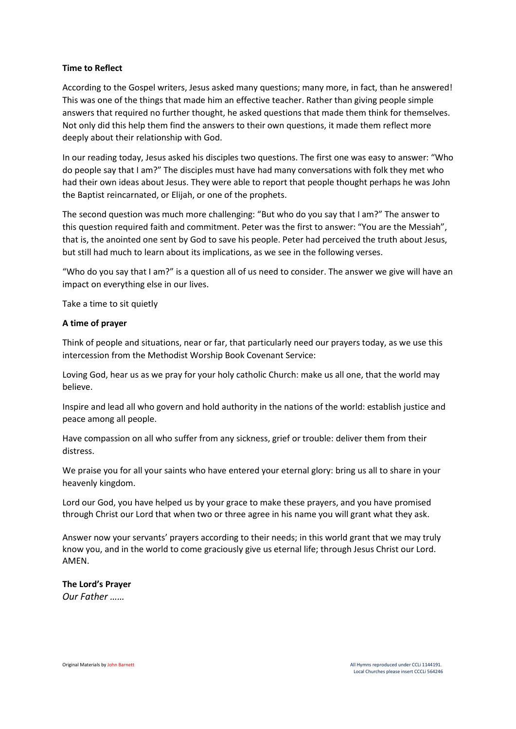**Time to Reflect**

According to the Gospel writers, Jesus asked many questions; many more, in fact, than he answered! This was one of the things that made him an effective teacher. Rather than giving people simple answers that required no further thought, he asked questions that made them think for themselves. Not only did this help them find the answers to their own questions, it made them reflect more deeply about their relationship with God.

In our reading today, Jesus asked his disciples two questions. The first one was easy to answer: "Who do people say that I am?" The disciples must have had many conversations with folk they met who had their own ideas about Jesus. They were able to report that people thought perhaps he was John the Baptist reincarnated, or Elijah, or one of the prophets.

The second question was much more challenging: "But who do you say that I am?" The answer to this question required faith and commitment. Peter was the first to answer: "You are the Messiah", that is, the anointed one sent by God to save his people. Peter had perceived the truth about Jesus, but still had much to learn about its implications, as we see in the following verses.

"Who do you say that I am?" is a question all of us need to consider. The answer we give will have an impact on everything else in our lives.

Take a time to sit quietly

**A time of prayer**

Think of people and situations, near or far, that particularly need our prayers today, as we use this intercession from the Methodist Worship Book Covenant Service:

Loving God, hear us as we pray for your holy catholic Church: make us all one, that the world may believe.

Inspire and lead all who govern and hold authority in the nations of the world: establish justice and peace among all people.

Have compassion on all who suffer from any sickness, grief or trouble: deliver them from their distress.

We praise you for all your saints who have entered your eternal glory: bring us all to share in your heavenly kingdom.

Lord our God, you have helped us by your grace to make these prayers, and you have promised through Christ our Lord that when two or three agree in his name you will grant what they ask.

Answer now your servants' prayers according to their needs; in this world grant that we may truly know you, and in the world to come graciously give us eternal life; through Jesus Christ our Lord. AMEN.

**The Lord's Prayer**
*Our Father ……*

Original Materials by John Barnett

All Hymns reproduced under CCLi 1144191.
Local Churches please insert CCCLi 564246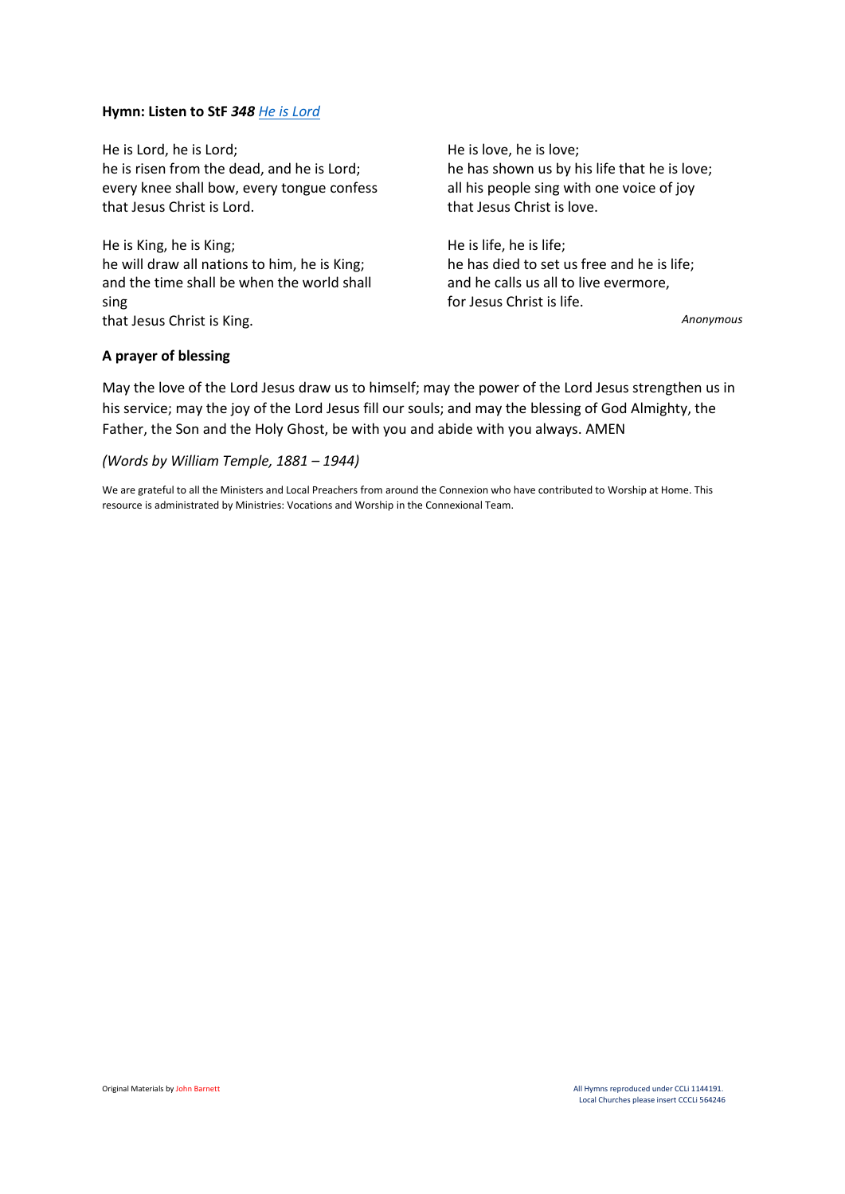**Hymn: Listen to StF *348* He is Lord**

He is Lord, he is Lord;
he is risen from the dead, and he is Lord;
every knee shall bow, every tongue confess
that Jesus Christ is Lord.

He is King, he is King;
he will draw all nations to him, he is King;
and the time shall be when the world shall sing
that Jesus Christ is King.

He is love, he is love;
he has shown us by his life that he is love;
all his people sing with one voice of joy
that Jesus Christ is love.

He is life, he is life;
he has died to set us free and he is life;
and he calls us all to live evermore,
for Jesus Christ is life.

*Anonymous*

**A prayer of blessing**

May the love of the Lord Jesus draw us to himself; may the power of the Lord Jesus strengthen us in his service; may the joy of the Lord Jesus fill our souls; and may the blessing of God Almighty, the Father, the Son and the Holy Ghost, be with you and abide with you always. AMEN

*(Words by William Temple, 1881 – 1944)*

We are grateful to all the Ministers and Local Preachers from around the Connexion who have contributed to Worship at Home. This resource is administrated by Ministries: Vocations and Worship in the Connexional Team.

Original Materials by John Barnett

All Hymns reproduced under CCLi 1144191.
Local Churches please insert CCCLi 564246